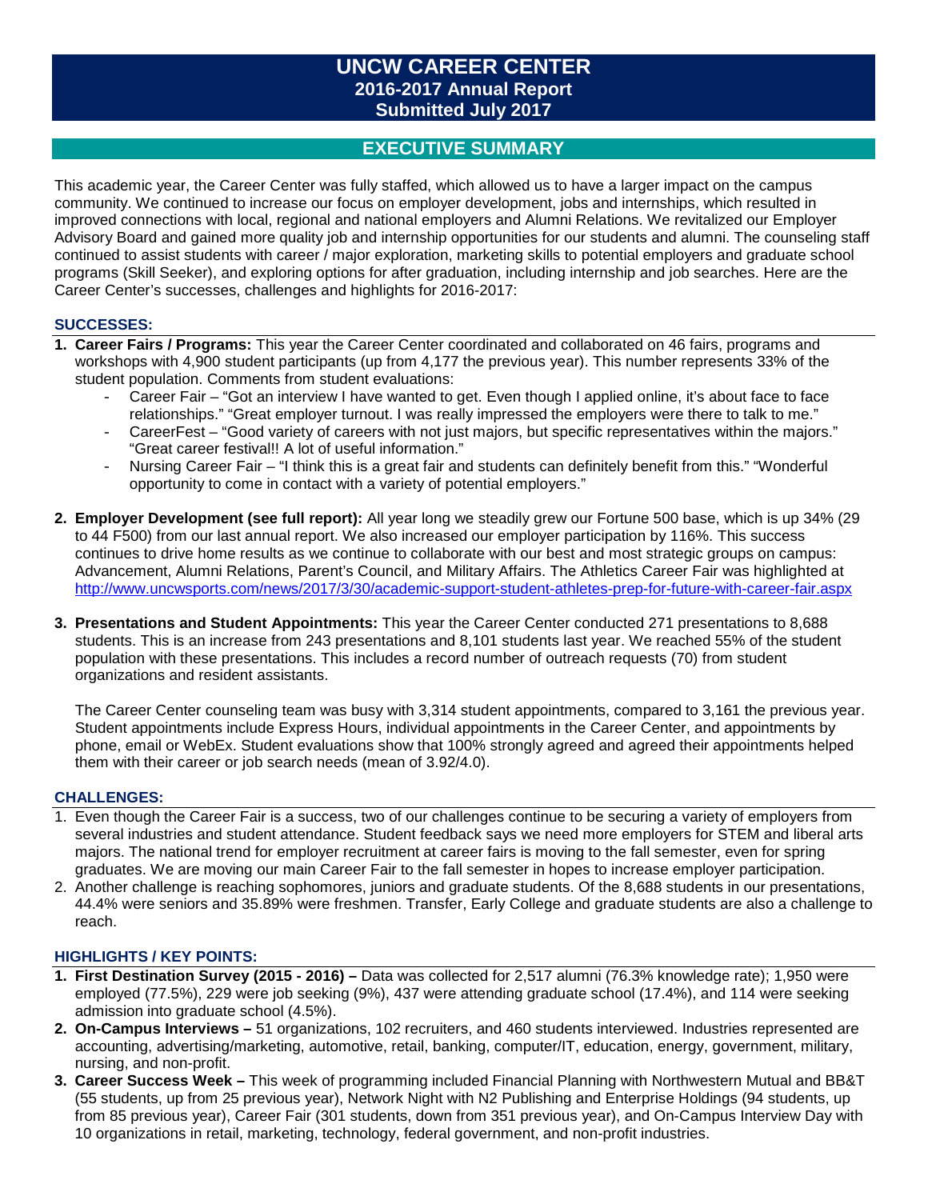# UNCW CAREER CENTER
## 2016-2017 Annual Report
## Submitted July 2017

## EXECUTIVE SUMMARY

This academic year, the Career Center was fully staffed, which allowed us to have a larger impact on the campus community. We continued to increase our focus on employer development, jobs and internships, which resulted in improved connections with local, regional and national employers and Alumni Relations. We revitalized our Employer Advisory Board and gained more quality job and internship opportunities for our students and alumni. The counseling staff continued to assist students with career / major exploration, marketing skills to potential employers and graduate school programs (Skill Seeker), and exploring options for after graduation, including internship and job searches. Here are the Career Center's successes, challenges and highlights for 2016-2017:

### SUCCESSES:

1. **Career Fairs / Programs:** This year the Career Center coordinated and collaborated on 46 fairs, programs and workshops with 4,900 student participants (up from 4,177 the previous year). This number represents 33% of the student population. Comments from student evaluations:
   - Career Fair – "Got an interview I have wanted to get. Even though I applied online, it's about face to face relationships." "Great employer turnout. I was really impressed the employers were there to talk to me."
   - CareerFest – "Good variety of careers with not just majors, but specific representatives within the majors." "Great career festival!! A lot of useful information."
   - Nursing Career Fair – "I think this is a great fair and students can definitely benefit from this." "Wonderful opportunity to come in contact with a variety of potential employers."

2. **Employer Development (see full report):** All year long we steadily grew our Fortune 500 base, which is up 34% (29 to 44 F500) from our last annual report. We also increased our employer participation by 116%. This success continues to drive home results as we continue to collaborate with our best and most strategic groups on campus: Advancement, Alumni Relations, Parent's Council, and Military Affairs. The Athletics Career Fair was highlighted at http://www.uncwsports.com/news/2017/3/30/academic-support-student-athletes-prep-for-future-with-career-fair.aspx

3. **Presentations and Student Appointments:** This year the Career Center conducted 271 presentations to 8,688 students. This is an increase from 243 presentations and 8,101 students last year. We reached 55% of the student population with these presentations. This includes a record number of outreach requests (70) from student organizations and resident assistants.

   The Career Center counseling team was busy with 3,314 student appointments, compared to 3,161 the previous year. Student appointments include Express Hours, individual appointments in the Career Center, and appointments by phone, email or WebEx. Student evaluations show that 100% strongly agreed and agreed their appointments helped them with their career or job search needs (mean of 3.92/4.0).

### CHALLENGES:

1. Even though the Career Fair is a success, two of our challenges continue to be securing a variety of employers from several industries and student attendance. Student feedback says we need more employers for STEM and liberal arts majors. The national trend for employer recruitment at career fairs is moving to the fall semester, even for spring graduates. We are moving our main Career Fair to the fall semester in hopes to increase employer participation.
2. Another challenge is reaching sophomores, juniors and graduate students. Of the 8,688 students in our presentations, 44.4% were seniors and 35.89% were freshmen. Transfer, Early College and graduate students are also a challenge to reach.

### HIGHLIGHTS / KEY POINTS:

1. **First Destination Survey (2015 - 2016) –** Data was collected for 2,517 alumni (76.3% knowledge rate); 1,950 were employed (77.5%), 229 were job seeking (9%), 437 were attending graduate school (17.4%), and 114 were seeking admission into graduate school (4.5%).
2. **On-Campus Interviews –** 51 organizations, 102 recruiters, and 460 students interviewed. Industries represented are accounting, advertising/marketing, automotive, retail, banking, computer/IT, education, energy, government, military, nursing, and non-profit.
3. **Career Success Week –** This week of programming included Financial Planning with Northwestern Mutual and BB&T (55 students, up from 25 previous year), Network Night with N2 Publishing and Enterprise Holdings (94 students, up from 85 previous year), Career Fair (301 students, down from 351 previous year), and On-Campus Interview Day with 10 organizations in retail, marketing, technology, federal government, and non-profit industries.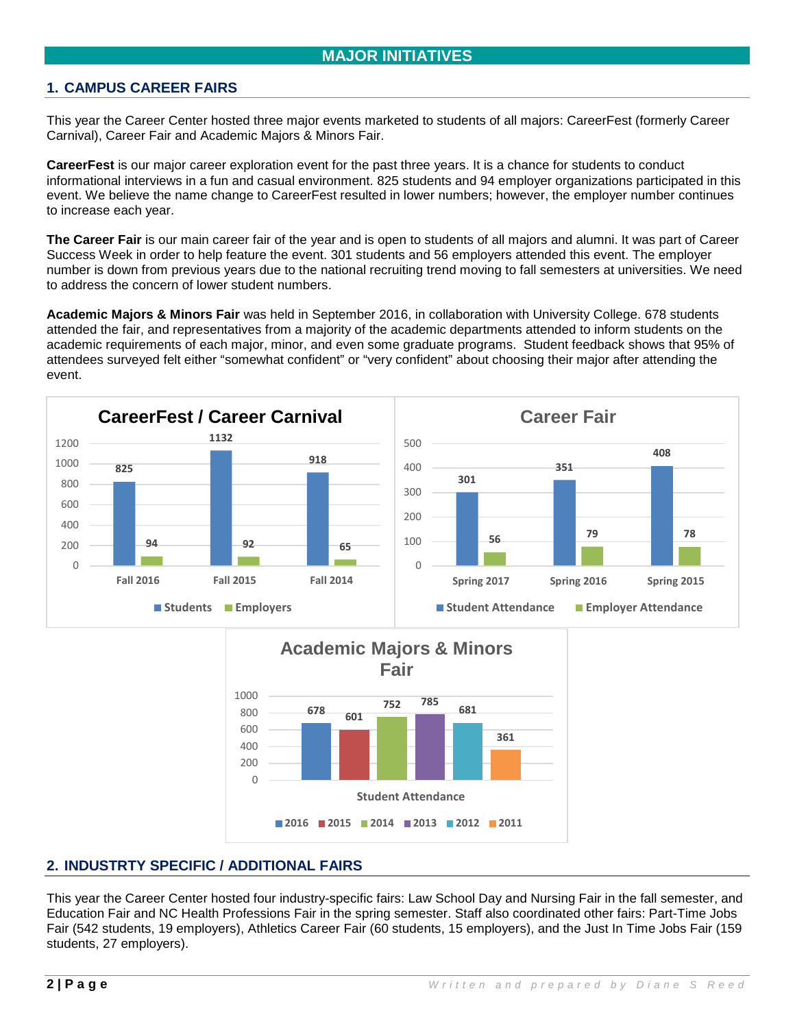# MAJOR INITIATIVES

## 1. CAMPUS CAREER FAIRS

This year the Career Center hosted three major events marketed to students of all majors: CareerFest (formerly Career Carnival), Career Fair and Academic Majors & Minors Fair.

**CareerFest** is our major career exploration event for the past three years. It is a chance for students to conduct informational interviews in a fun and casual environment. 825 students and 94 employer organizations participated in this event. We believe the name change to CareerFest resulted in lower numbers; however, the employer number continues to increase each year.

**The Career Fair** is our main career fair of the year and is open to students of all majors and alumni. It was part of Career Success Week in order to help feature the event. 301 students and 56 employers attended this event. The employer number is down from previous years due to the national recruiting trend moving to fall semesters at universities. We need to address the concern of lower student numbers.

**Academic Majors & Minors Fair** was held in September 2016, in collaboration with University College. 678 students attended the fair, and representatives from a majority of the academic departments attended to inform students on the academic requirements of each major, minor, and even some graduate programs. Student feedback shows that 95% of attendees surveyed felt either "somewhat confident" or "very confident" about choosing their major after attending the event.

**CareerFest / Career Carnival**

| | Fall 2016 | Fall 2015 | Fall 2014 |
|---|---|---|---|
| Students | 825 | 1132 | 918 |
| Employers | 94 | 92 | 65 |

**Career Fair**

| | Spring 2017 | Spring 2016 | Spring 2015 |
|---|---|---|---|
| Student Attendance | 301 | 351 | 408 |
| Employer Attendance | 56 | 79 | 78 |

**Academic Majors & Minors Fair**

| | 2016 | 2015 | 2014 | 2013 | 2012 | 2011 |
|---|---|---|---|---|---|---|
| Student Attendance | 678 | 601 | 752 | 785 | 681 | 361 |

## 2. INDUSTRTY SPECIFIC / ADDITIONAL FAIRS

This year the Career Center hosted four industry-specific fairs: Law School Day and Nursing Fair in the fall semester, and Education Fair and NC Health Professions Fair in the spring semester. Staff also coordinated other fairs: Part-Time Jobs Fair (542 students, 19 employers), Athletics Career Fair (60 students, 15 employers), and the Just In Time Jobs Fair (159 students, 27 employers).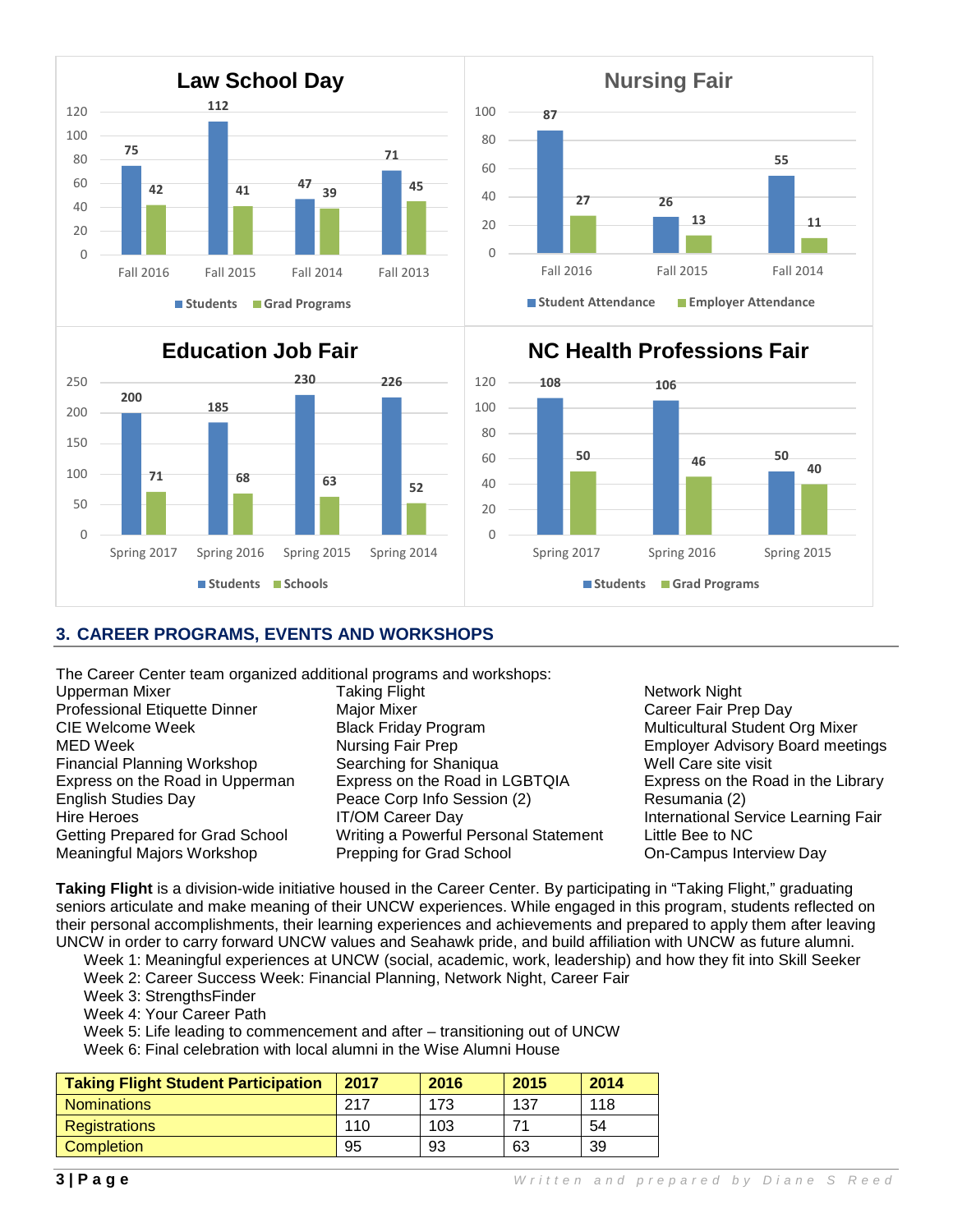## Law School Day

| | Fall 2016 | Fall 2015 | Fall 2014 | Fall 2013 |
|---|---|---|---|---|
| Students | 75 | 112 | 47 | 71 |
| Grad Programs | 42 | 41 | 39 | 45 |

## Nursing Fair

| | Fall 2016 | Fall 2015 | Fall 2014 |
|---|---|---|---|
| Student Attendance | 87 | 26 | 55 |
| Employer Attendance | 27 | 13 | 11 |

## Education Job Fair

| | Spring 2017 | Spring 2016 | Spring 2015 | Spring 2014 |
|---|---|---|---|---|
| Students | 200 | 185 | 230 | 226 |
| Schools | 71 | 68 | 63 | 52 |

## NC Health Professions Fair

| | Spring 2017 | Spring 2016 | Spring 2015 |
|---|---|---|---|
| Students | 108 | 106 | 50 |
| Grad Programs | 50 | 46 | 40 |

## 3. CAREER PROGRAMS, EVENTS AND WORKSHOPS

The Career Center team organized additional programs and workshops:

- Upperman Mixer
- Professional Etiquette Dinner
- CIE Welcome Week
- MED Week
- Financial Planning Workshop
- Express on the Road in Upperman
- English Studies Day
- Hire Heroes
- Getting Prepared for Grad School
- Meaningful Majors Workshop
- Taking Flight
- Major Mixer
- Black Friday Program
- Nursing Fair Prep
- Searching for Shaniqua
- Express on the Road in LGBTQIA
- Peace Corp Info Session (2)
- IT/OM Career Day
- Writing a Powerful Personal Statement
- Prepping for Grad School
- Network Night
- Career Fair Prep Day
- Multicultural Student Org Mixer
- Employer Advisory Board meetings
- Well Care site visit
- Express on the Road in the Library
- Resumania (2)
- International Service Learning Fair
- Little Bee to NC
- On-Campus Interview Day

**Taking Flight** is a division-wide initiative housed in the Career Center. By participating in "Taking Flight," graduating seniors articulate and make meaning of their UNCW experiences. While engaged in this program, students reflected on their personal accomplishments, their learning experiences and achievements and prepared to apply them after leaving UNCW in order to carry forward UNCW values and Seahawk pride, and build affiliation with UNCW as future alumni.

- Week 1: Meaningful experiences at UNCW (social, academic, work, leadership) and how they fit into Skill Seeker
- Week 2: Career Success Week: Financial Planning, Network Night, Career Fair
- Week 3: StrengthsFinder
- Week 4: Your Career Path
- Week 5: Life leading to commencement and after – transitioning out of UNCW
- Week 6: Final celebration with local alumni in the Wise Alumni House

| Taking Flight Student Participation | 2017 | 2016 | 2015 | 2014 |
|---|---|---|---|---|
| Nominations | 217 | 173 | 137 | 118 |
| Registrations | 110 | 103 | 71 | 54 |
| Completion | 95 | 93 | 63 | 39 |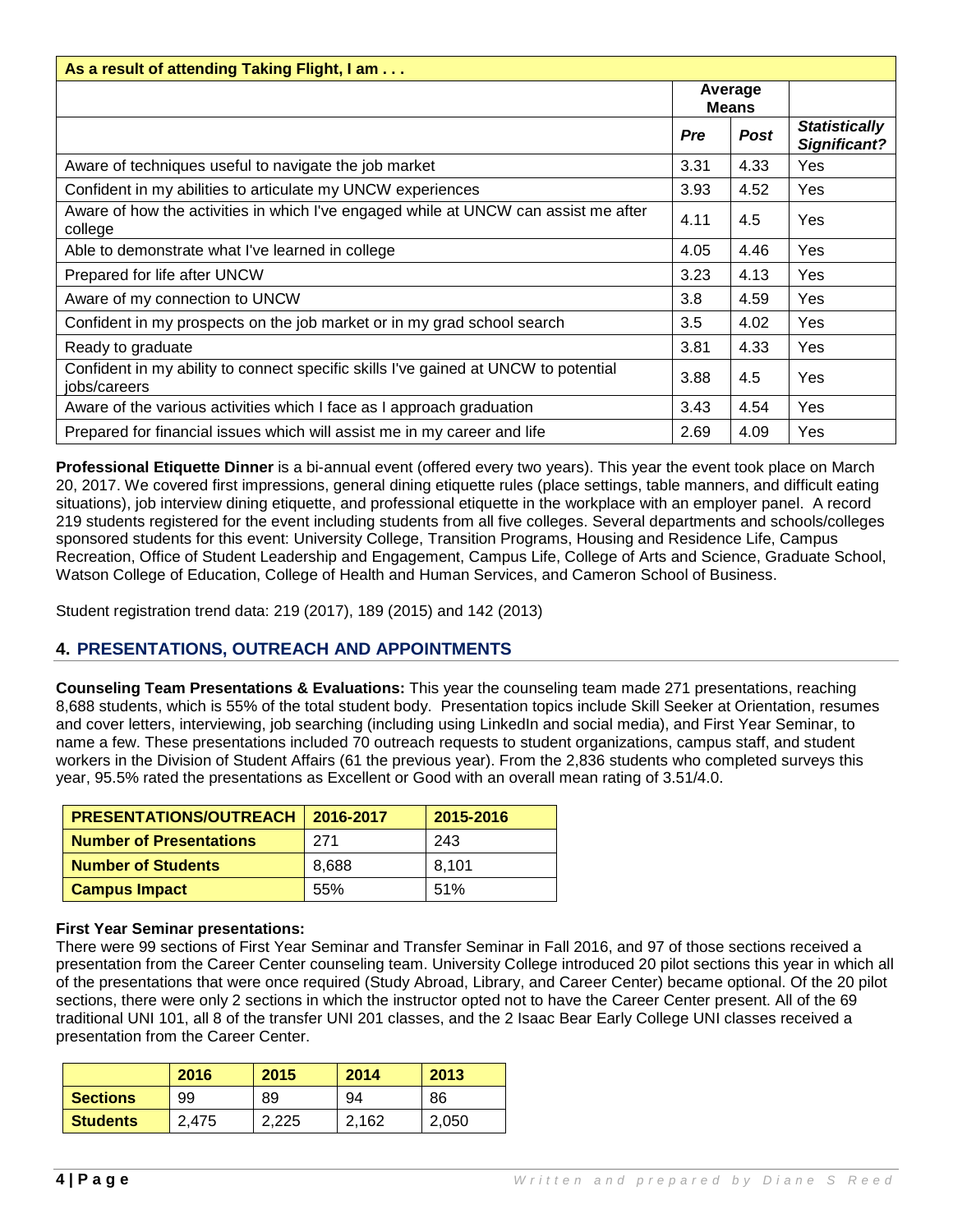| As a result of attending Taking Flight, I am . . . | | | |
|---|---|---|---|
| | Average Means | | |
| | ***Pre*** | ***Post*** | ***Statistically Significant?*** |
| Aware of techniques useful to navigate the job market | 3.31 | 4.33 | Yes |
| Confident in my abilities to articulate my UNCW experiences | 3.93 | 4.52 | Yes |
| Aware of how the activities in which I've engaged while at UNCW can assist me after college | 4.11 | 4.5 | Yes |
| Able to demonstrate what I've learned in college | 4.05 | 4.46 | Yes |
| Prepared for life after UNCW | 3.23 | 4.13 | Yes |
| Aware of my connection to UNCW | 3.8 | 4.59 | Yes |
| Confident in my prospects on the job market or in my grad school search | 3.5 | 4.02 | Yes |
| Ready to graduate | 3.81 | 4.33 | Yes |
| Confident in my ability to connect specific skills I've gained at UNCW to potential jobs/careers | 3.88 | 4.5 | Yes |
| Aware of the various activities which I face as I approach graduation | 3.43 | 4.54 | Yes |
| Prepared for financial issues which will assist me in my career and life | 2.69 | 4.09 | Yes |

**Professional Etiquette Dinner** is a bi-annual event (offered every two years). This year the event took place on March 20, 2017. We covered first impressions, general dining etiquette rules (place settings, table manners, and difficult eating situations), job interview dining etiquette, and professional etiquette in the workplace with an employer panel. A record 219 students registered for the event including students from all five colleges. Several departments and schools/colleges sponsored students for this event: University College, Transition Programs, Housing and Residence Life, Campus Recreation, Office of Student Leadership and Engagement, Campus Life, College of Arts and Science, Graduate School, Watson College of Education, College of Health and Human Services, and Cameron School of Business.

Student registration trend data: 219 (2017), 189 (2015) and 142 (2013)

## 4. PRESENTATIONS, OUTREACH AND APPOINTMENTS

**Counseling Team Presentations & Evaluations:** This year the counseling team made 271 presentations, reaching 8,688 students, which is 55% of the total student body. Presentation topics include Skill Seeker at Orientation, resumes and cover letters, interviewing, job searching (including using LinkedIn and social media), and First Year Seminar, to name a few. These presentations included 70 outreach requests to student organizations, campus staff, and student workers in the Division of Student Affairs (61 the previous year). From the 2,836 students who completed surveys this year, 95.5% rated the presentations as Excellent or Good with an overall mean rating of 3.51/4.0.

| PRESENTATIONS/OUTREACH | 2016-2017 | 2015-2016 |
|---|---|---|
| **Number of Presentations** | 271 | 243 |
| **Number of Students** | 8,688 | 8,101 |
| **Campus Impact** | 55% | 51% |

**First Year Seminar presentations:**
There were 99 sections of First Year Seminar and Transfer Seminar in Fall 2016, and 97 of those sections received a presentation from the Career Center counseling team. University College introduced 20 pilot sections this year in which all of the presentations that were once required (Study Abroad, Library, and Career Center) became optional. Of the 20 pilot sections, there were only 2 sections in which the instructor opted not to have the Career Center present. All of the 69 traditional UNI 101, all 8 of the transfer UNI 201 classes, and the 2 Isaac Bear Early College UNI classes received a presentation from the Career Center.

| | 2016 | 2015 | 2014 | 2013 |
|---|---|---|---|---|
| **Sections** | 99 | 89 | 94 | 86 |
| **Students** | 2,475 | 2,225 | 2,162 | 2,050 |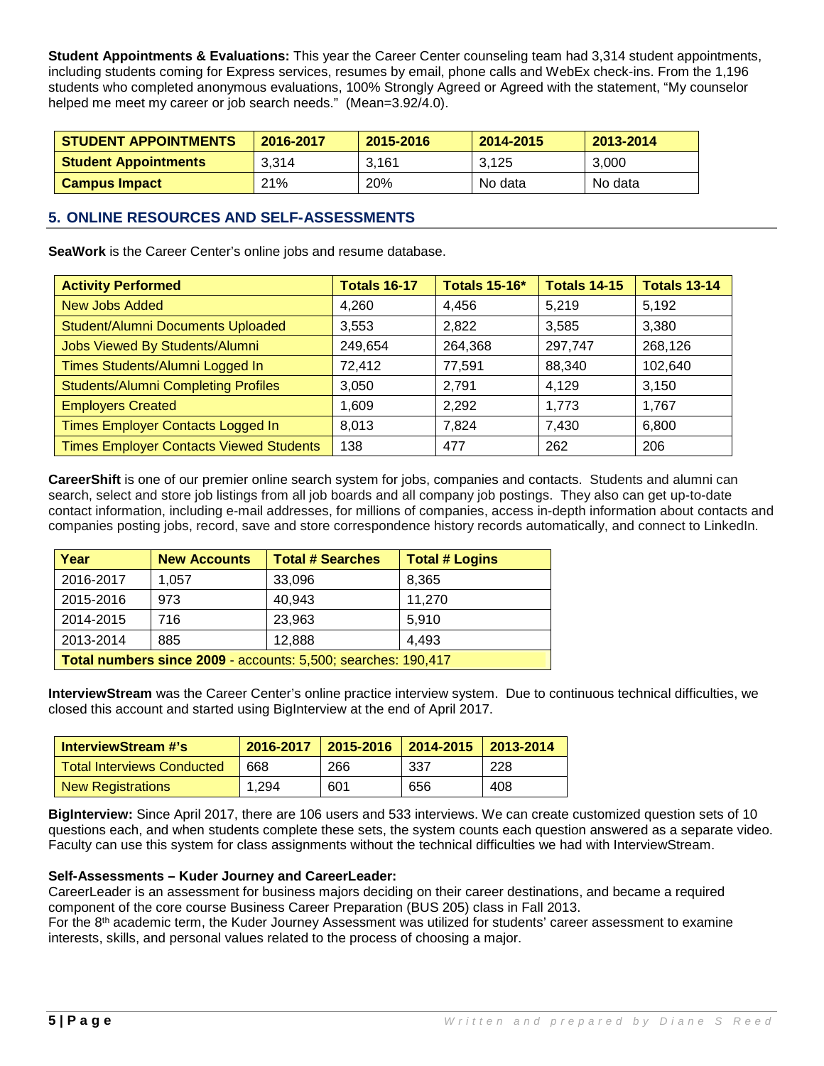**Student Appointments & Evaluations:** This year the Career Center counseling team had 3,314 student appointments, including students coming for Express services, resumes by email, phone calls and WebEx check-ins. From the 1,196 students who completed anonymous evaluations, 100% Strongly Agreed or Agreed with the statement, “My counselor helped me meet my career or job search needs.” (Mean=3.92/4.0).

| STUDENT APPOINTMENTS | 2016-2017 | 2015-2016 | 2014-2015 | 2013-2014 |
|---|---|---|---|---|
| Student Appointments | 3,314 | 3,161 | 3,125 | 3,000 |
| Campus Impact | 21% | 20% | No data | No data |

## 5. ONLINE RESOURCES AND SELF-ASSESSMENTS

**SeaWork** is the Career Center’s online jobs and resume database.

| Activity Performed | Totals 16-17 | Totals 15-16* | Totals 14-15 | Totals 13-14 |
|---|---|---|---|---|
| New Jobs Added | 4,260 | 4,456 | 5,219 | 5,192 |
| Student/Alumni Documents Uploaded | 3,553 | 2,822 | 3,585 | 3,380 |
| Jobs Viewed By Students/Alumni | 249,654 | 264,368 | 297,747 | 268,126 |
| Times Students/Alumni Logged In | 72,412 | 77,591 | 88,340 | 102,640 |
| Students/Alumni Completing Profiles | 3,050 | 2,791 | 4,129 | 3,150 |
| Employers Created | 1,609 | 2,292 | 1,773 | 1,767 |
| Times Employer Contacts Logged In | 8,013 | 7,824 | 7,430 | 6,800 |
| Times Employer Contacts Viewed Students | 138 | 477 | 262 | 206 |

**CareerShift** is one of our premier online search system for jobs, companies and contacts. Students and alumni can search, select and store job listings from all job boards and all company job postings. They also can get up-to-date contact information, including e-mail addresses, for millions of companies, access in-depth information about contacts and companies posting jobs, record, save and store correspondence history records automatically, and connect to LinkedIn.

| Year | New Accounts | Total # Searches | Total # Logins |
|---|---|---|---|
| 2016-2017 | 1,057 | 33,096 | 8,365 |
| 2015-2016 | 973 | 40,943 | 11,270 |
| 2014-2015 | 716 | 23,963 | 5,910 |
| 2013-2014 | 885 | 12,888 | 4,493 |
| **Total numbers since 2009** - accounts: 5,500; searches: 190,417 | | | |

**InterviewStream** was the Career Center’s online practice interview system. Due to continuous technical difficulties, we closed this account and started using BigInterview at the end of April 2017.

| InterviewStream #’s | 2016-2017 | 2015-2016 | 2014-2015 | 2013-2014 |
|---|---|---|---|---|
| Total Interviews Conducted | 668 | 266 | 337 | 228 |
| New Registrations | 1,294 | 601 | 656 | 408 |

**BigInterview:** Since April 2017, there are 106 users and 533 interviews. We can create customized question sets of 10 questions each, and when students complete these sets, the system counts each question answered as a separate video. Faculty can use this system for class assignments without the technical difficulties we had with InterviewStream.

**Self-Assessments – Kuder Journey and CareerLeader:**
CareerLeader is an assessment for business majors deciding on their career destinations, and became a required component of the core course Business Career Preparation (BUS 205) class in Fall 2013.
For the 8th academic term, the Kuder Journey Assessment was utilized for students’ career assessment to examine interests, skills, and personal values related to the process of choosing a major.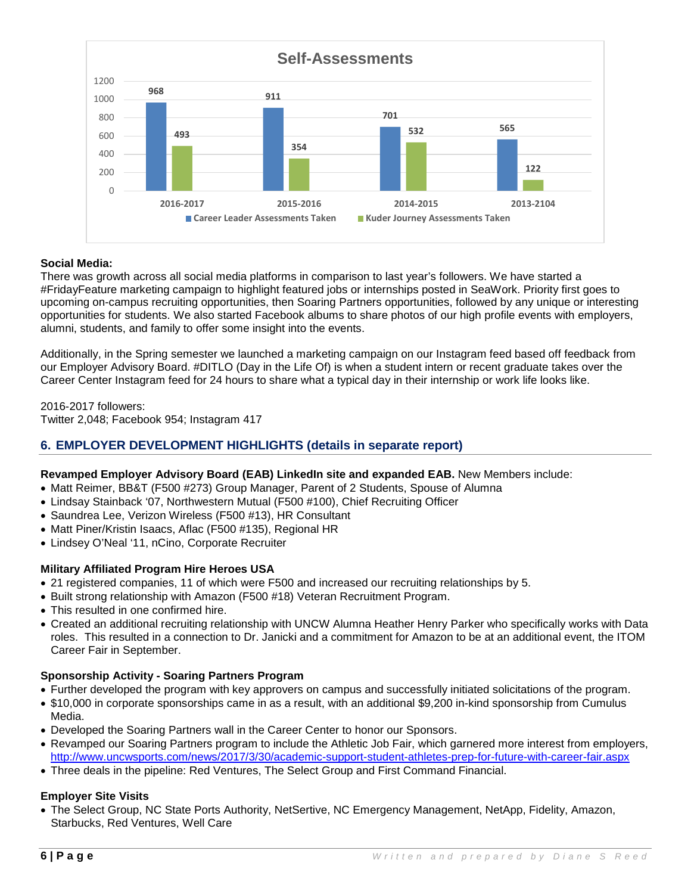**Self-Assessments**

| | 2016-2017 | 2015-2016 | 2014-2015 | 2013-2104 |
|---|---|---|---|---|
| Career Leader Assessments Taken | 968 | 911 | 701 | 565 |
| Kuder Journey Assessments Taken | 493 | 354 | 532 | 122 |

**Social Media:**
There was growth across all social media platforms in comparison to last year's followers. We have started a #FridayFeature marketing campaign to highlight featured jobs or internships posted in SeaWork. Priority first goes to upcoming on-campus recruiting opportunities, then Soaring Partners opportunities, followed by any unique or interesting opportunities for students. We also started Facebook albums to share photos of our high profile events with employers, alumni, students, and family to offer some insight into the events.

Additionally, in the Spring semester we launched a marketing campaign on our Instagram feed based off feedback from our Employer Advisory Board. #DITLO (Day in the Life Of) is when a student intern or recent graduate takes over the Career Center Instagram feed for 24 hours to share what a typical day in their internship or work life looks like.

2016-2017 followers:
Twitter 2,048; Facebook 954; Instagram 417

## 6. EMPLOYER DEVELOPMENT HIGHLIGHTS (details in separate report)

**Revamped Employer Advisory Board (EAB) LinkedIn site and expanded EAB.** New Members include:
- Matt Reimer, BB&T (F500 #273) Group Manager, Parent of 2 Students, Spouse of Alumna
- Lindsay Stainback '07, Northwestern Mutual (F500 #100), Chief Recruiting Officer
- Saundrea Lee, Verizon Wireless (F500 #13), HR Consultant
- Matt Piner/Kristin Isaacs, Aflac (F500 #135), Regional HR
- Lindsey O'Neal '11, nCino, Corporate Recruiter

**Military Affiliated Program Hire Heroes USA**
- 21 registered companies, 11 of which were F500 and increased our recruiting relationships by 5.
- Built strong relationship with Amazon (F500 #18) Veteran Recruitment Program.
- This resulted in one confirmed hire.
- Created an additional recruiting relationship with UNCW Alumna Heather Henry Parker who specifically works with Data roles. This resulted in a connection to Dr. Janicki and a commitment for Amazon to be at an additional event, the ITOM Career Fair in September.

**Sponsorship Activity - Soaring Partners Program**
- Further developed the program with key approvers on campus and successfully initiated solicitations of the program.
- $10,000 in corporate sponsorships came in as a result, with an additional $9,200 in-kind sponsorship from Cumulus Media.
- Developed the Soaring Partners wall in the Career Center to honor our Sponsors.
- Revamped our Soaring Partners program to include the Athletic Job Fair, which garnered more interest from employers, http://www.uncwsports.com/news/2017/3/30/academic-support-student-athletes-prep-for-future-with-career-fair.aspx
- Three deals in the pipeline: Red Ventures, The Select Group and First Command Financial.

**Employer Site Visits**
- The Select Group, NC State Ports Authority, NetSertive, NC Emergency Management, NetApp, Fidelity, Amazon, Starbucks, Red Ventures, Well Care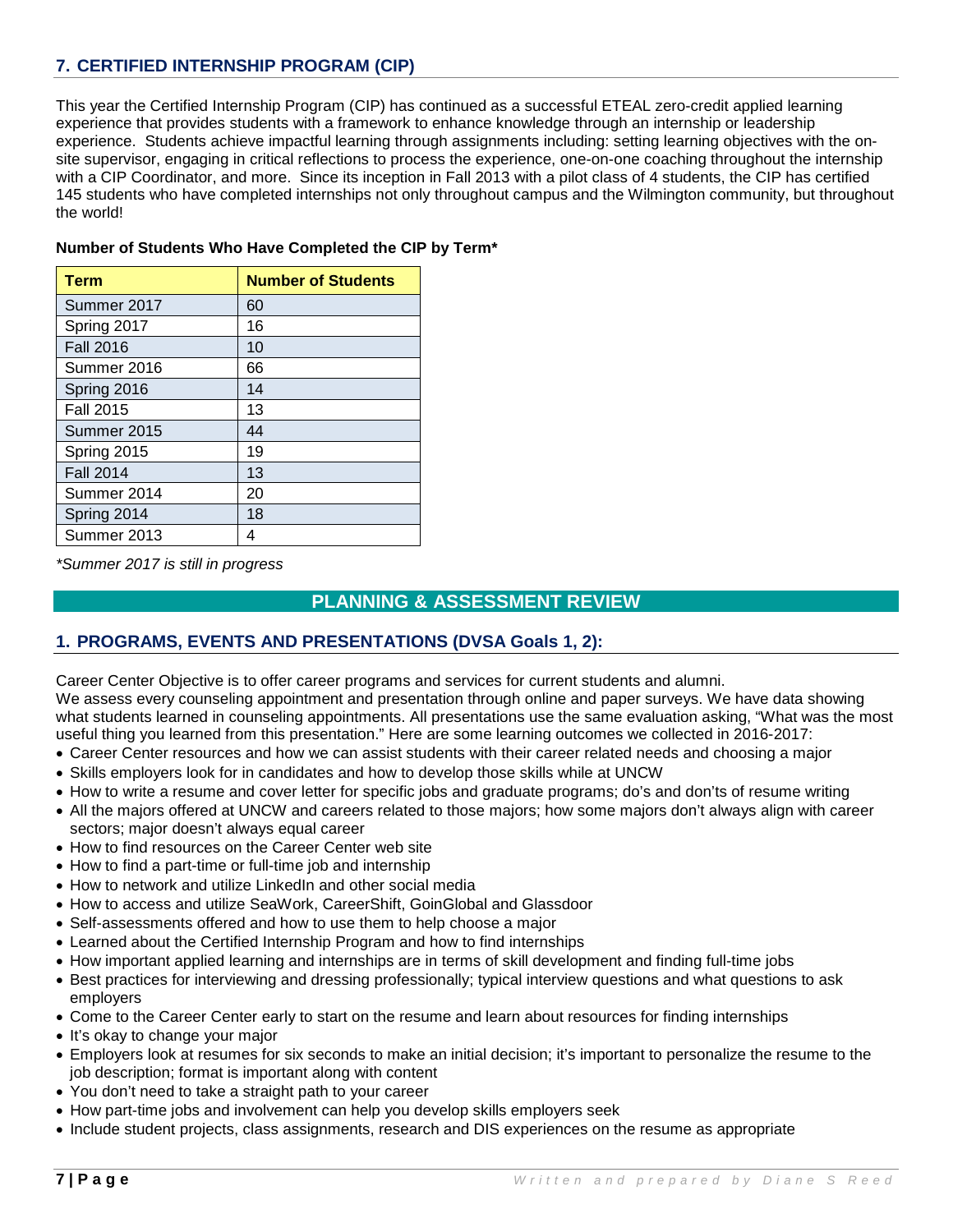## 7. CERTIFIED INTERNSHIP PROGRAM (CIP)

This year the Certified Internship Program (CIP) has continued as a successful ETEAL zero-credit applied learning experience that provides students with a framework to enhance knowledge through an internship or leadership experience. Students achieve impactful learning through assignments including: setting learning objectives with the on-site supervisor, engaging in critical reflections to process the experience, one-on-one coaching throughout the internship with a CIP Coordinator, and more. Since its inception in Fall 2013 with a pilot class of 4 students, the CIP has certified 145 students who have completed internships not only throughout campus and the Wilmington community, but throughout the world!

**Number of Students Who Have Completed the CIP by Term***

| Term | Number of Students |
| --- | --- |
| Summer 2017 | 60 |
| Spring 2017 | 16 |
| Fall 2016 | 10 |
| Summer 2016 | 66 |
| Spring 2016 | 14 |
| Fall 2015 | 13 |
| Summer 2015 | 44 |
| Spring 2015 | 19 |
| Fall 2014 | 13 |
| Summer 2014 | 20 |
| Spring 2014 | 18 |
| Summer 2013 | 4 |

*\*Summer 2017 is still in progress*

# PLANNING & ASSESSMENT REVIEW

## 1. PROGRAMS, EVENTS AND PRESENTATIONS (DVSA Goals 1, 2):

Career Center Objective is to offer career programs and services for current students and alumni.
We assess every counseling appointment and presentation through online and paper surveys. We have data showing what students learned in counseling appointments. All presentations use the same evaluation asking, "What was the most useful thing you learned from this presentation." Here are some learning outcomes we collected in 2016-2017:

- Career Center resources and how we can assist students with their career related needs and choosing a major
- Skills employers look for in candidates and how to develop those skills while at UNCW
- How to write a resume and cover letter for specific jobs and graduate programs; do's and don'ts of resume writing
- All the majors offered at UNCW and careers related to those majors; how some majors don't always align with career sectors; major doesn't always equal career
- How to find resources on the Career Center web site
- How to find a part-time or full-time job and internship
- How to network and utilize LinkedIn and other social media
- How to access and utilize SeaWork, CareerShift, GoinGlobal and Glassdoor
- Self-assessments offered and how to use them to help choose a major
- Learned about the Certified Internship Program and how to find internships
- How important applied learning and internships are in terms of skill development and finding full-time jobs
- Best practices for interviewing and dressing professionally; typical interview questions and what questions to ask employers
- Come to the Career Center early to start on the resume and learn about resources for finding internships
- It's okay to change your major
- Employers look at resumes for six seconds to make an initial decision; it's important to personalize the resume to the job description; format is important along with content
- You don't need to take a straight path to your career
- How part-time jobs and involvement can help you develop skills employers seek
- Include student projects, class assignments, research and DIS experiences on the resume as appropriate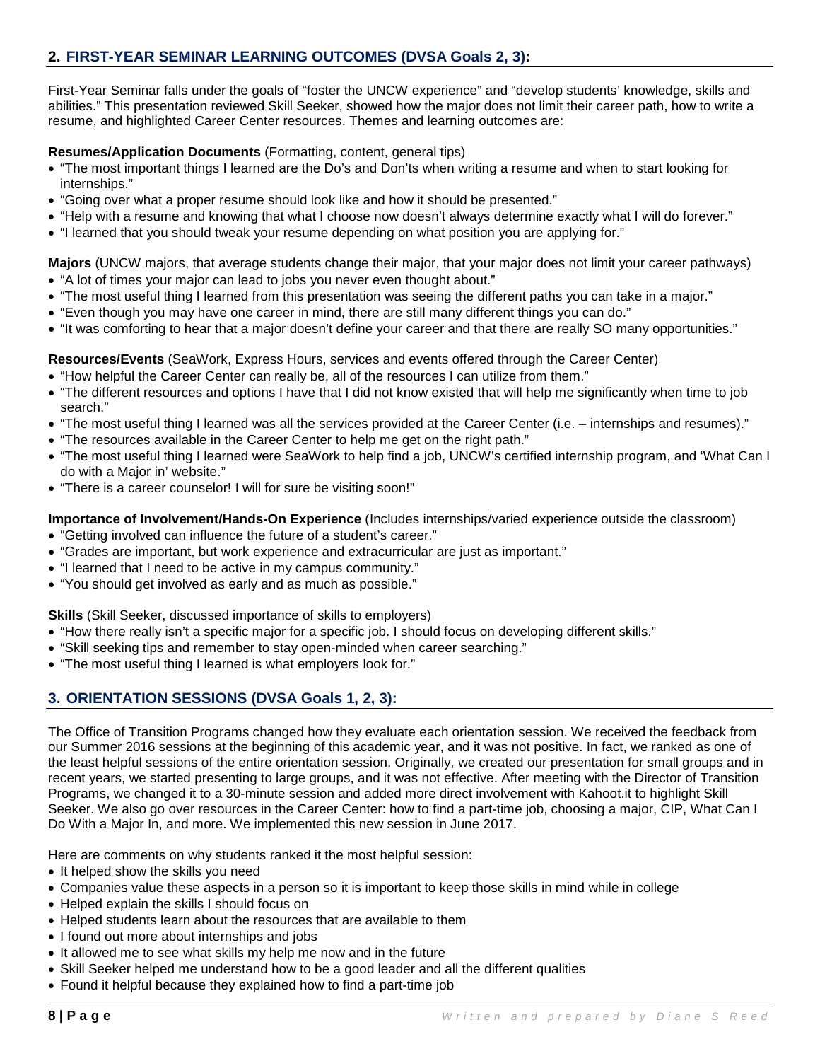## 2. FIRST-YEAR SEMINAR LEARNING OUTCOMES (DVSA Goals 2, 3):

First-Year Seminar falls under the goals of "foster the UNCW experience" and "develop students' knowledge, skills and abilities." This presentation reviewed Skill Seeker, showed how the major does not limit their career path, how to write a resume, and highlighted Career Center resources. Themes and learning outcomes are:

**Resumes/Application Documents** (Formatting, content, general tips)

- "The most important things I learned are the Do's and Don'ts when writing a resume and when to start looking for internships."
- "Going over what a proper resume should look like and how it should be presented."
- "Help with a resume and knowing that what I choose now doesn't always determine exactly what I will do forever."
- "I learned that you should tweak your resume depending on what position you are applying for."

**Majors** (UNCW majors, that average students change their major, that your major does not limit your career pathways)

- "A lot of times your major can lead to jobs you never even thought about."
- "The most useful thing I learned from this presentation was seeing the different paths you can take in a major."
- "Even though you may have one career in mind, there are still many different things you can do."
- "It was comforting to hear that a major doesn't define your career and that there are really SO many opportunities."

**Resources/Events** (SeaWork, Express Hours, services and events offered through the Career Center)

- "How helpful the Career Center can really be, all of the resources I can utilize from them."
- "The different resources and options I have that I did not know existed that will help me significantly when time to job search."
- "The most useful thing I learned was all the services provided at the Career Center (i.e. – internships and resumes)."
- "The resources available in the Career Center to help me get on the right path."
- "The most useful thing I learned were SeaWork to help find a job, UNCW's certified internship program, and 'What Can I do with a Major in' website."
- "There is a career counselor! I will for sure be visiting soon!"

**Importance of Involvement/Hands-On Experience** (Includes internships/varied experience outside the classroom)

- "Getting involved can influence the future of a student's career."
- "Grades are important, but work experience and extracurricular are just as important."
- "I learned that I need to be active in my campus community."
- "You should get involved as early and as much as possible."

**Skills** (Skill Seeker, discussed importance of skills to employers)

- "How there really isn't a specific major for a specific job. I should focus on developing different skills."
- "Skill seeking tips and remember to stay open-minded when career searching."
- "The most useful thing I learned is what employers look for."

## 3. ORIENTATION SESSIONS (DVSA Goals 1, 2, 3):

The Office of Transition Programs changed how they evaluate each orientation session. We received the feedback from our Summer 2016 sessions at the beginning of this academic year, and it was not positive. In fact, we ranked as one of the least helpful sessions of the entire orientation session. Originally, we created our presentation for small groups and in recent years, we started presenting to large groups, and it was not effective. After meeting with the Director of Transition Programs, we changed it to a 30-minute session and added more direct involvement with Kahoot.it to highlight Skill Seeker. We also go over resources in the Career Center: how to find a part-time job, choosing a major, CIP, What Can I Do With a Major In, and more. We implemented this new session in June 2017.

Here are comments on why students ranked it the most helpful session:

- It helped show the skills you need
- Companies value these aspects in a person so it is important to keep those skills in mind while in college
- Helped explain the skills I should focus on
- Helped students learn about the resources that are available to them
- I found out more about internships and jobs
- It allowed me to see what skills my help me now and in the future
- Skill Seeker helped me understand how to be a good leader and all the different qualities
- Found it helpful because they explained how to find a part-time job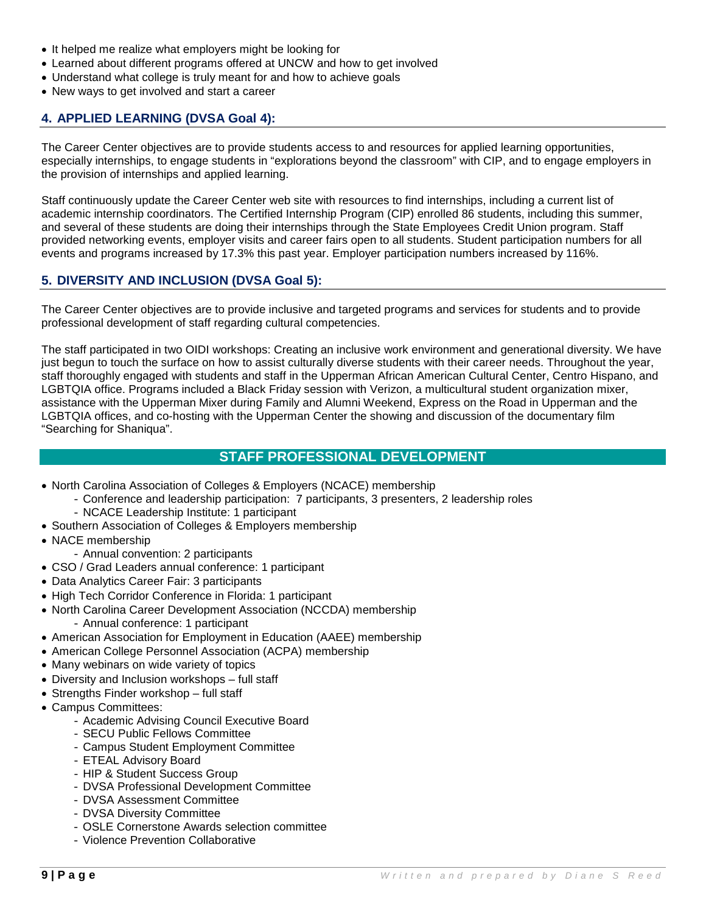- It helped me realize what employers might be looking for
- Learned about different programs offered at UNCW and how to get involved
- Understand what college is truly meant for and how to achieve goals
- New ways to get involved and start a career

## 4. APPLIED LEARNING (DVSA Goal 4):

The Career Center objectives are to provide students access to and resources for applied learning opportunities, especially internships, to engage students in "explorations beyond the classroom" with CIP, and to engage employers in the provision of internships and applied learning.

Staff continuously update the Career Center web site with resources to find internships, including a current list of academic internship coordinators. The Certified Internship Program (CIP) enrolled 86 students, including this summer, and several of these students are doing their internships through the State Employees Credit Union program. Staff provided networking events, employer visits and career fairs open to all students. Student participation numbers for all events and programs increased by 17.3% this past year. Employer participation numbers increased by 116%.

## 5. DIVERSITY AND INCLUSION (DVSA Goal 5):

The Career Center objectives are to provide inclusive and targeted programs and services for students and to provide professional development of staff regarding cultural competencies.

The staff participated in two OIDI workshops: Creating an inclusive work environment and generational diversity. We have just begun to touch the surface on how to assist culturally diverse students with their career needs. Throughout the year, staff thoroughly engaged with students and staff in the Upperman African American Cultural Center, Centro Hispano, and LGBTQIA office. Programs included a Black Friday session with Verizon, a multicultural student organization mixer, assistance with the Upperman Mixer during Family and Alumni Weekend, Express on the Road in Upperman and the LGBTQIA offices, and co-hosting with the Upperman Center the showing and discussion of the documentary film "Searching for Shaniqua".

## STAFF PROFESSIONAL DEVELOPMENT

- North Carolina Association of Colleges & Employers (NCACE) membership
  - Conference and leadership participation: 7 participants, 3 presenters, 2 leadership roles
  - NCACE Leadership Institute: 1 participant
- Southern Association of Colleges & Employers membership
- NACE membership
  - Annual convention: 2 participants
- CSO / Grad Leaders annual conference: 1 participant
- Data Analytics Career Fair: 3 participants
- High Tech Corridor Conference in Florida: 1 participant
- North Carolina Career Development Association (NCCDA) membership
  - Annual conference: 1 participant
- American Association for Employment in Education (AAEE) membership
- American College Personnel Association (ACPA) membership
- Many webinars on wide variety of topics
- Diversity and Inclusion workshops – full staff
- Strengths Finder workshop – full staff
- Campus Committees:
  - Academic Advising Council Executive Board
  - SECU Public Fellows Committee
  - Campus Student Employment Committee
  - ETEAL Advisory Board
  - HIP & Student Success Group
  - DVSA Professional Development Committee
  - DVSA Assessment Committee
  - DVSA Diversity Committee
  - OSLE Cornerstone Awards selection committee
  - Violence Prevention Collaborative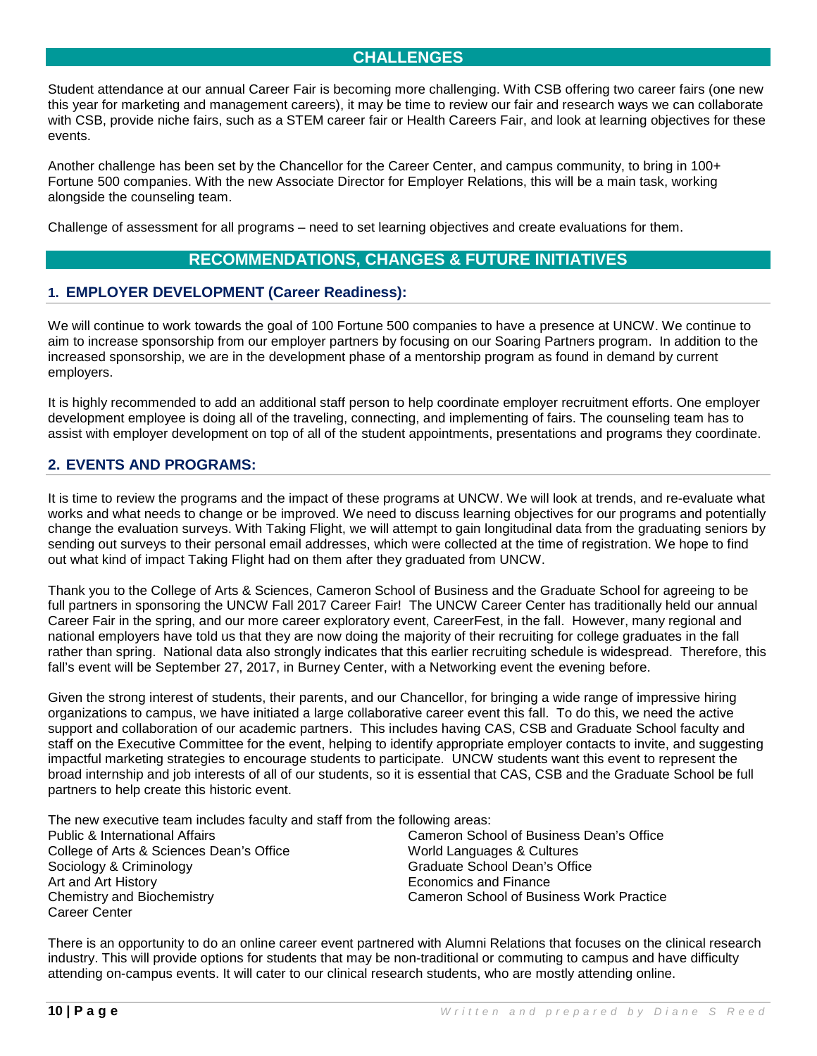## CHALLENGES

Student attendance at our annual Career Fair is becoming more challenging. With CSB offering two career fairs (one new this year for marketing and management careers), it may be time to review our fair and research ways we can collaborate with CSB, provide niche fairs, such as a STEM career fair or Health Careers Fair, and look at learning objectives for these events.

Another challenge has been set by the Chancellor for the Career Center, and campus community, to bring in 100+ Fortune 500 companies. With the new Associate Director for Employer Relations, this will be a main task, working alongside the counseling team.

Challenge of assessment for all programs – need to set learning objectives and create evaluations for them.

## RECOMMENDATIONS, CHANGES & FUTURE INITIATIVES

### 1. EMPLOYER DEVELOPMENT (Career Readiness):

We will continue to work towards the goal of 100 Fortune 500 companies to have a presence at UNCW. We continue to aim to increase sponsorship from our employer partners by focusing on our Soaring Partners program. In addition to the increased sponsorship, we are in the development phase of a mentorship program as found in demand by current employers.

It is highly recommended to add an additional staff person to help coordinate employer recruitment efforts. One employer development employee is doing all of the traveling, connecting, and implementing of fairs. The counseling team has to assist with employer development on top of all of the student appointments, presentations and programs they coordinate.

### 2. EVENTS AND PROGRAMS:

It is time to review the programs and the impact of these programs at UNCW. We will look at trends, and re-evaluate what works and what needs to change or be improved. We need to discuss learning objectives for our programs and potentially change the evaluation surveys. With Taking Flight, we will attempt to gain longitudinal data from the graduating seniors by sending out surveys to their personal email addresses, which were collected at the time of registration. We hope to find out what kind of impact Taking Flight had on them after they graduated from UNCW.

Thank you to the College of Arts & Sciences, Cameron School of Business and the Graduate School for agreeing to be full partners in sponsoring the UNCW Fall 2017 Career Fair! The UNCW Career Center has traditionally held our annual Career Fair in the spring, and our more career exploratory event, CareerFest, in the fall. However, many regional and national employers have told us that they are now doing the majority of their recruiting for college graduates in the fall rather than spring. National data also strongly indicates that this earlier recruiting schedule is widespread. Therefore, this fall's event will be September 27, 2017, in Burney Center, with a Networking event the evening before.

Given the strong interest of students, their parents, and our Chancellor, for bringing a wide range of impressive hiring organizations to campus, we have initiated a large collaborative career event this fall. To do this, we need the active support and collaboration of our academic partners. This includes having CAS, CSB and Graduate School faculty and staff on the Executive Committee for the event, helping to identify appropriate employer contacts to invite, and suggesting impactful marketing strategies to encourage students to participate. UNCW students want this event to represent the broad internship and job interests of all of our students, so it is essential that CAS, CSB and the Graduate School be full partners to help create this historic event.

The new executive team includes faculty and staff from the following areas:

- Public & International Affairs
- College of Arts & Sciences Dean's Office
- Sociology & Criminology
- Art and Art History
- Chemistry and Biochemistry
- Career Center
- Cameron School of Business Dean's Office
- World Languages & Cultures
- Graduate School Dean's Office
- Economics and Finance
- Cameron School of Business Work Practice

There is an opportunity to do an online career event partnered with Alumni Relations that focuses on the clinical research industry. This will provide options for students that may be non-traditional or commuting to campus and have difficulty attending on-campus events. It will cater to our clinical research students, who are mostly attending online.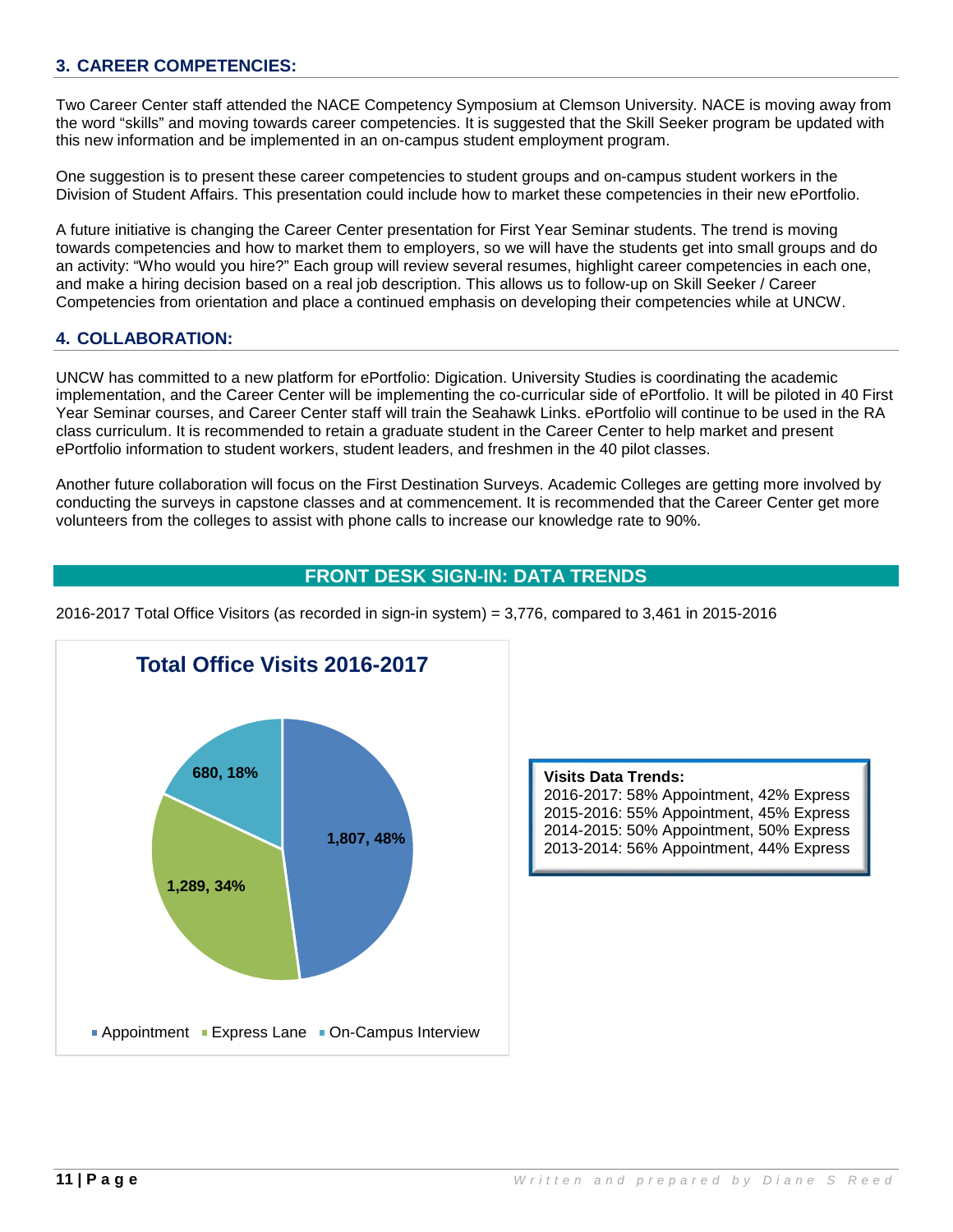## 3. CAREER COMPETENCIES:

Two Career Center staff attended the NACE Competency Symposium at Clemson University. NACE is moving away from the word "skills" and moving towards career competencies. It is suggested that the Skill Seeker program be updated with this new information and be implemented in an on-campus student employment program.

One suggestion is to present these career competencies to student groups and on-campus student workers in the Division of Student Affairs. This presentation could include how to market these competencies in their new ePortfolio.

A future initiative is changing the Career Center presentation for First Year Seminar students. The trend is moving towards competencies and how to market them to employers, so we will have the students get into small groups and do an activity: "Who would you hire?" Each group will review several resumes, highlight career competencies in each one, and make a hiring decision based on a real job description. This allows us to follow-up on Skill Seeker / Career Competencies from orientation and place a continued emphasis on developing their competencies while at UNCW.

## 4. COLLABORATION:

UNCW has committed to a new platform for ePortfolio: Digication. University Studies is coordinating the academic implementation, and the Career Center will be implementing the co-curricular side of ePortfolio. It will be piloted in 40 First Year Seminar courses, and Career Center staff will train the Seahawk Links. ePortfolio will continue to be used in the RA class curriculum. It is recommended to retain a graduate student in the Career Center to help market and present ePortfolio information to student workers, student leaders, and freshmen in the 40 pilot classes.

Another future collaboration will focus on the First Destination Surveys. Academic Colleges are getting more involved by conducting the surveys in capstone classes and at commencement. It is recommended that the Career Center get more volunteers from the colleges to assist with phone calls to increase our knowledge rate to 90%.

## FRONT DESK SIGN-IN: DATA TRENDS

2016-2017 Total Office Visitors (as recorded in sign-in system) = 3,776, compared to 3,461 in 2015-2016

**Total Office Visits 2016-2017**

| Visit Type | Count | Percent |
|---|---|---|
| Appointment | 1,807 | 48% |
| Express Lane | 1,289 | 34% |
| On-Campus Interview | 680 | 18% |

**Visits Data Trends:**
2016-2017: 58% Appointment, 42% Express
2015-2016: 55% Appointment, 45% Express
2014-2015: 50% Appointment, 50% Express
2013-2014: 56% Appointment, 44% Express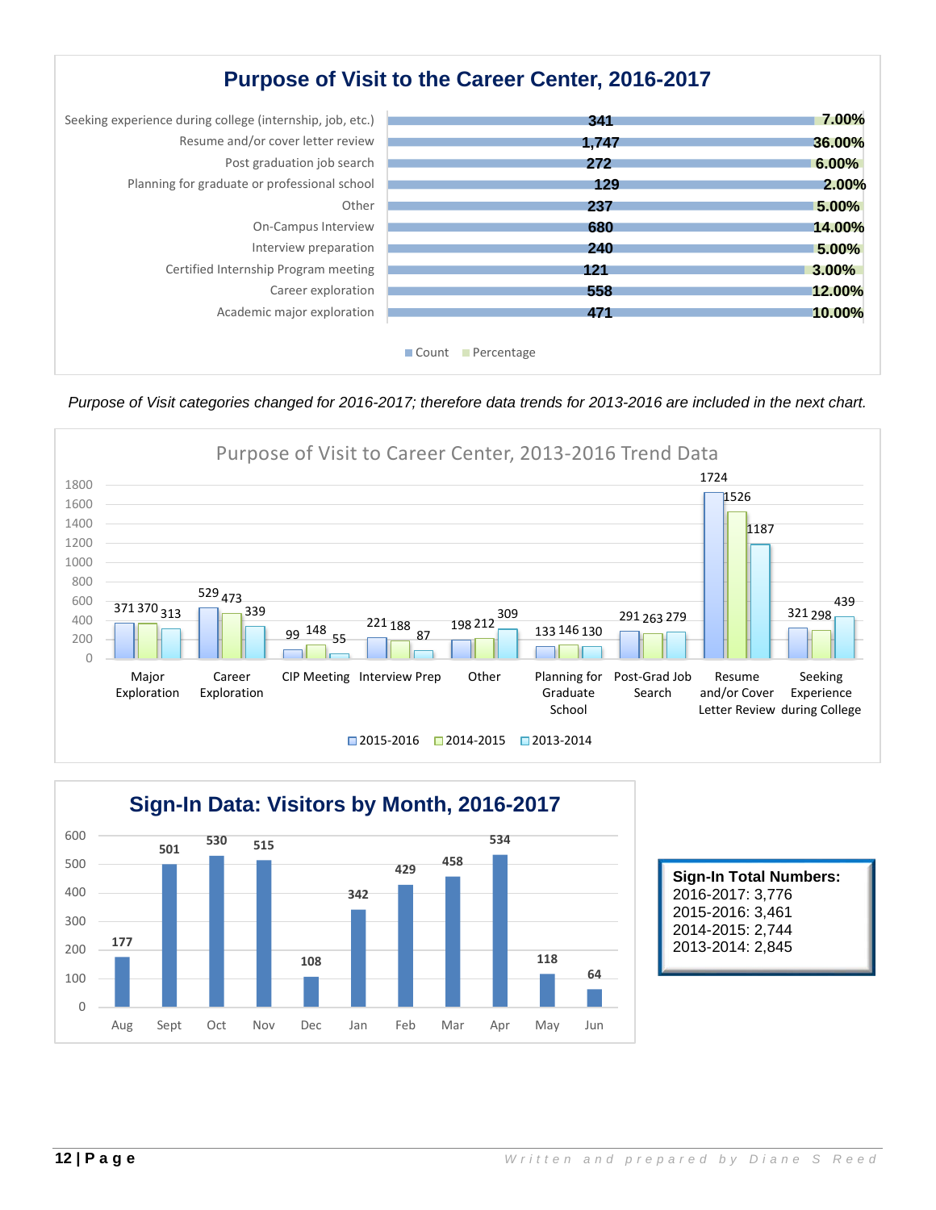## Purpose of Visit to the Career Center, 2016-2017

| Purpose | Count | Percentage |
|---|---|---|
| Seeking experience during college (internship, job, etc.) | 341 | 7.00% |
| Resume and/or cover letter review | 1,747 | 36.00% |
| Post graduation job search | 272 | 6.00% |
| Planning for graduate or professional school | 129 | 2.00% |
| Other | 237 | 5.00% |
| On-Campus Interview | 680 | 14.00% |
| Interview preparation | 240 | 5.00% |
| Certified Internship Program meeting | 121 | 3.00% |
| Career exploration | 558 | 12.00% |
| Academic major exploration | 471 | 10.00% |

*Purpose of Visit categories changed for 2016-2017; therefore data trends for 2013-2016 are included in the next chart.*

## Purpose of Visit to Career Center, 2013-2016 Trend Data

| Purpose | 2015-2016 | 2014-2015 | 2013-2014 |
|---|---|---|---|
| Major Exploration | 371 | 370 | 313 |
| Career Exploration | 529 | 473 | 339 |
| CIP Meeting | 99 | 148 | 55 |
| Interview Prep | 221 | 188 | 87 |
| Other | 198 | 212 | 309 |
| Planning for Graduate School | 133 | 146 | 130 |
| Post-Grad Job Search | 291 | 263 | 279 |
| Resume and/or Cover Letter Review | 1724 | 1526 | 1187 |
| Seeking Experience during College | 321 | 298 | 439 |

## Sign-In Data: Visitors by Month, 2016-2017

| Month | Visitors |
|---|---|
| Aug | 177 |
| Sept | 501 |
| Oct | 530 |
| Nov | 515 |
| Dec | 108 |
| Jan | 342 |
| Feb | 429 |
| Mar | 458 |
| Apr | 534 |
| May | 118 |
| Jun | 64 |

**Sign-In Total Numbers:**
2016-2017: 3,776
2015-2016: 3,461
2014-2015: 2,744
2013-2014: 2,845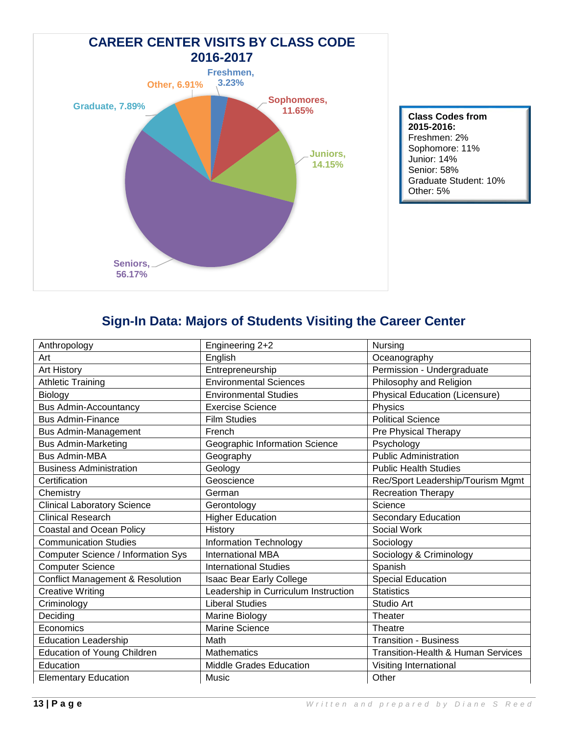## CAREER CENTER VISITS BY CLASS CODE 2016-2017

Freshmen, 3.23%

Sophomores, 11.65%

Juniors, 14.15%

Seniors, 56.17%

Graduate, 7.89%

Other, 6.91%

**Class Codes from 2015-2016:**
Freshmen: 2%
Sophomore: 11%
Junior: 14%
Senior: 58%
Graduate Student: 10%
Other: 5%

## Sign-In Data: Majors of Students Visiting the Career Center

| | | |
|---|---|---|
| Anthropology | Engineering 2+2 | Nursing |
| Art | English | Oceanography |
| Art History | Entrepreneurship | Permission - Undergraduate |
| Athletic Training | Environmental Sciences | Philosophy and Religion |
| Biology | Environmental Studies | Physical Education (Licensure) |
| Bus Admin-Accountancy | Exercise Science | Physics |
| Bus Admin-Finance | Film Studies | Political Science |
| Bus Admin-Management | French | Pre Physical Therapy |
| Bus Admin-Marketing | Geographic Information Science | Psychology |
| Bus Admin-MBA | Geography | Public Administration |
| Business Administration | Geology | Public Health Studies |
| Certification | Geoscience | Rec/Sport Leadership/Tourism Mgmt |
| Chemistry | German | Recreation Therapy |
| Clinical Laboratory Science | Gerontology | Science |
| Clinical Research | Higher Education | Secondary Education |
| Coastal and Ocean Policy | History | Social Work |
| Communication Studies | Information Technology | Sociology |
| Computer Science / Information Sys | International MBA | Sociology & Criminology |
| Computer Science | International Studies | Spanish |
| Conflict Management & Resolution | Isaac Bear Early College | Special Education |
| Creative Writing | Leadership in Curriculum Instruction | Statistics |
| Criminology | Liberal Studies | Studio Art |
| Deciding | Marine Biology | Theater |
| Economics | Marine Science | Theatre |
| Education Leadership | Math | Transition - Business |
| Education of Young Children | Mathematics | Transition-Health & Human Services |
| Education | Middle Grades Education | Visiting International |
| Elementary Education | Music | Other |